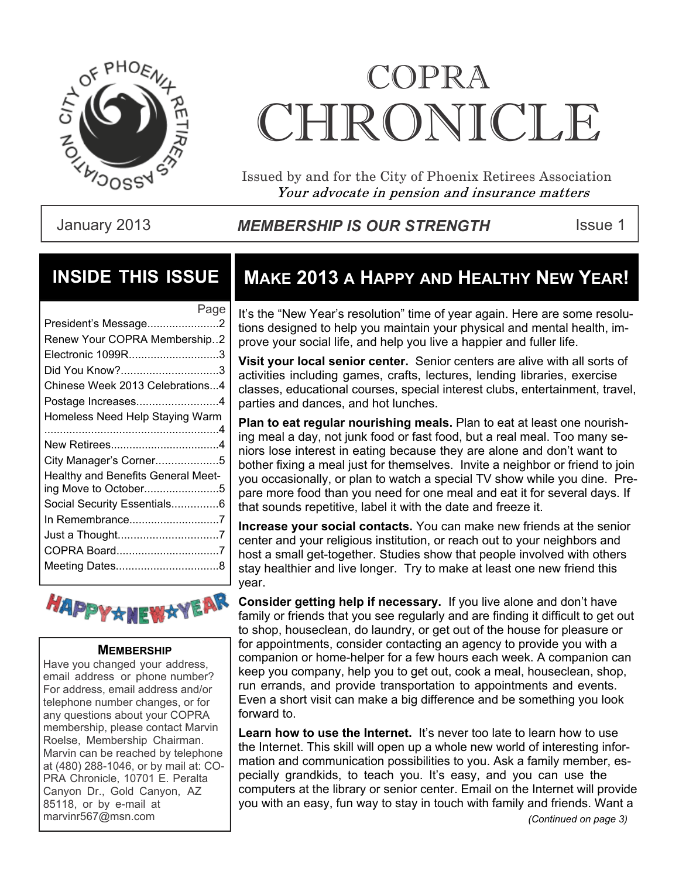# COPRA CHRONICLE

Issued by and for the City of Phoenix Retirees Association

*Your advocate in pension and insurance matters*

January 2013 | ***MEMBERSHIP IS OUR STRENGTH*** | Issue 1

## INSIDE THIS ISSUE

| | Page |
|---|---|
| President's Message | 2 |
| Renew Your COPRA Membership | 2 |
| Electronic 1099R | 3 |
| Did You Know? | 3 |
| Chinese Week 2013 Celebrations | 4 |
| Postage Increases | 4 |
| Homeless Need Help Staying Warm | 4 |
| New Retirees | 4 |
| City Manager's Corner | 5 |
| Healthy and Benefits General Meeting Move to October | 5 |
| Social Security Essentials | 6 |
| In Remembrance | 7 |
| Just a Thought | 7 |
| COPRA Board | 7 |
| Meeting Dates | 8 |

HAPPY★NEW★YEAR

### MEMBERSHIP

Have you changed your address, email address or phone number? For address, email address and/or telephone number changes, or for any questions about your COPRA membership, please contact Marvin Roelse, Membership Chairman. Marvin can be reached by telephone at (480) 288-1046, or by mail at: COPRA Chronicle, 10701 E. Peralta Canyon Dr., Gold Canyon, AZ 85118, or by e-mail at marvinr567@msn.com

## MAKE 2013 A HAPPY AND HEALTHY NEW YEAR!

It's the "New Year's resolution" time of year again. Here are some resolutions designed to help you maintain your physical and mental health, improve your social life, and help you live a happier and fuller life.

**Visit your local senior center.** Senior centers are alive with all sorts of activities including games, crafts, lectures, lending libraries, exercise classes, educational courses, special interest clubs, entertainment, travel, parties and dances, and hot lunches.

**Plan to eat regular nourishing meals.** Plan to eat at least one nourishing meal a day, not junk food or fast food, but a real meal. Too many seniors lose interest in eating because they are alone and don't want to bother fixing a meal just for themselves. Invite a neighbor or friend to join you occasionally, or plan to watch a special TV show while you dine. Prepare more food than you need for one meal and eat it for several days. If that sounds repetitive, label it with the date and freeze it.

**Increase your social contacts.** You can make new friends at the senior center and your religious institution, or reach out to your neighbors and host a small get-together. Studies show that people involved with others stay healthier and live longer. Try to make at least one new friend this year.

**Consider getting help if necessary.** If you live alone and don't have family or friends that you see regularly and are finding it difficult to get out to shop, houseclean, do laundry, or get out of the house for pleasure or for appointments, consider contacting an agency to provide you with a companion or home-helper for a few hours each week. A companion can keep you company, help you to get out, cook a meal, houseclean, shop, run errands, and provide transportation to appointments and events. Even a short visit can make a big difference and be something you look forward to.

**Learn how to use the Internet.** It's never too late to learn how to use the Internet. This skill will open up a whole new world of interesting information and communication possibilities to you. Ask a family member, especially grandkids, to teach you. It's easy, and you can use the computers at the library or senior center. Email on the Internet will provide you with an easy, fun way to stay in touch with family and friends. Want a

*(Continued on page 3)*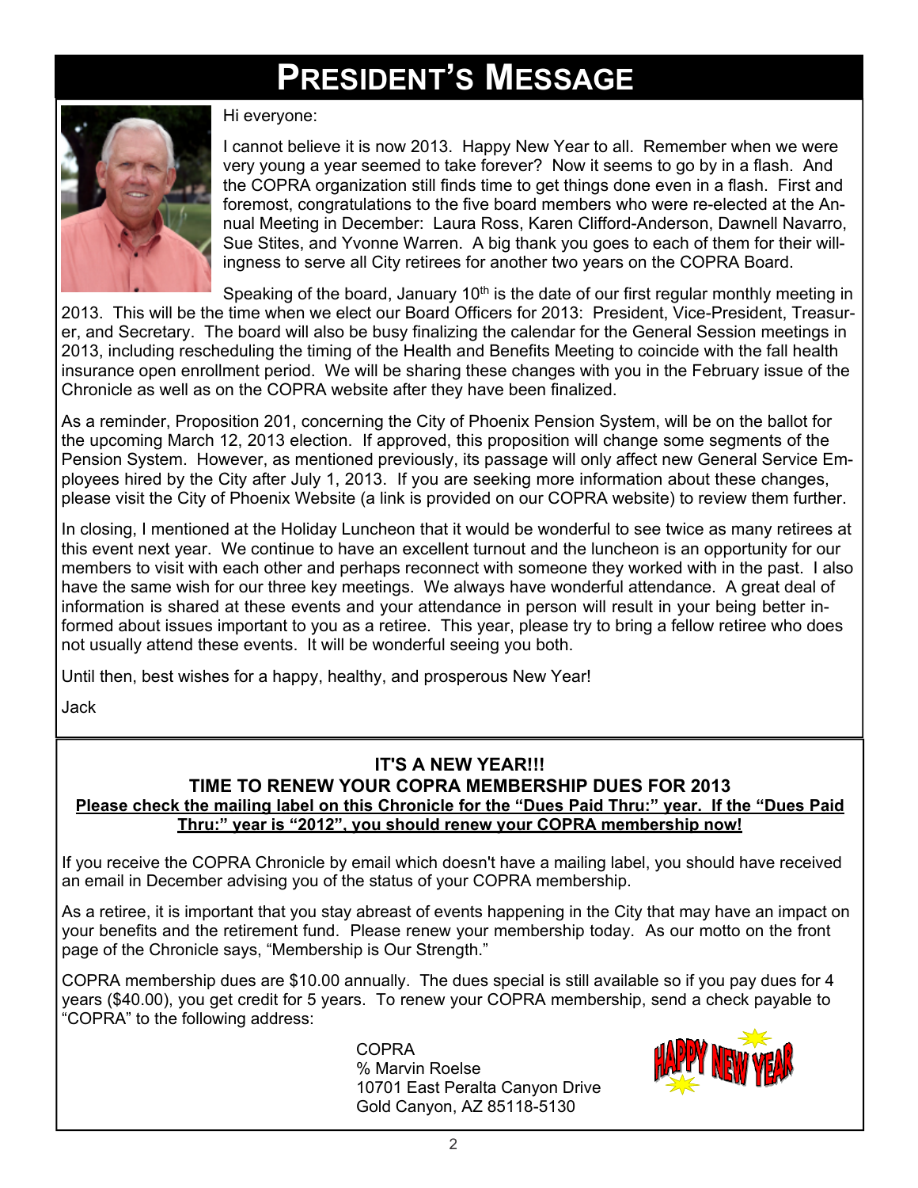# President's Message

Hi everyone:

I cannot believe it is now 2013. Happy New Year to all. Remember when we were very young a year seemed to take forever? Now it seems to go by in a flash. And the COPRA organization still finds time to get things done even in a flash. First and foremost, congratulations to the five board members who were re-elected at the Annual Meeting in December: Laura Ross, Karen Clifford-Anderson, Dawnell Navarro, Sue Stites, and Yvonne Warren. A big thank you goes to each of them for their willingness to serve all City retirees for another two years on the COPRA Board.

Speaking of the board, January 10th is the date of our first regular monthly meeting in 2013. This will be the time when we elect our Board Officers for 2013: President, Vice-President, Treasurer, and Secretary. The board will also be busy finalizing the calendar for the General Session meetings in 2013, including rescheduling the timing of the Health and Benefits Meeting to coincide with the fall health insurance open enrollment period. We will be sharing these changes with you in the February issue of the Chronicle as well as on the COPRA website after they have been finalized.

As a reminder, Proposition 201, concerning the City of Phoenix Pension System, will be on the ballot for the upcoming March 12, 2013 election. If approved, this proposition will change some segments of the Pension System. However, as mentioned previously, its passage will only affect new General Service Employees hired by the City after July 1, 2013. If you are seeking more information about these changes, please visit the City of Phoenix Website (a link is provided on our COPRA website) to review them further.

In closing, I mentioned at the Holiday Luncheon that it would be wonderful to see twice as many retirees at this event next year. We continue to have an excellent turnout and the luncheon is an opportunity for our members to visit with each other and perhaps reconnect with someone they worked with in the past. I also have the same wish for our three key meetings. We always have wonderful attendance. A great deal of information is shared at these events and your attendance in person will result in your being better informed about issues important to you as a retiree. This year, please try to bring a fellow retiree who does not usually attend these events. It will be wonderful seeing you both.

Until then, best wishes for a happy, healthy, and prosperous New Year!

Jack

---

**IT'S A NEW YEAR!!!**

**TIME TO RENEW YOUR COPRA MEMBERSHIP DUES FOR 2013**

**Please check the mailing label on this Chronicle for the "Dues Paid Thru:" year. If the "Dues Paid Thru:" year is "2012", you should renew your COPRA membership now!**

If you receive the COPRA Chronicle by email which doesn't have a mailing label, you should have received an email in December advising you of the status of your COPRA membership.

As a retiree, it is important that you stay abreast of events happening in the City that may have an impact on your benefits and the retirement fund. Please renew your membership today. As our motto on the front page of the Chronicle says, "Membership is Our Strength."

COPRA membership dues are $10.00 annually. The dues special is still available so if you pay dues for 4 years ($40.00), you get credit for 5 years. To renew your COPRA membership, send a check payable to "COPRA" to the following address:

COPRA
% Marvin Roelse
10701 East Peralta Canyon Drive
Gold Canyon, AZ 85118-5130

HAPPY NEW YEAR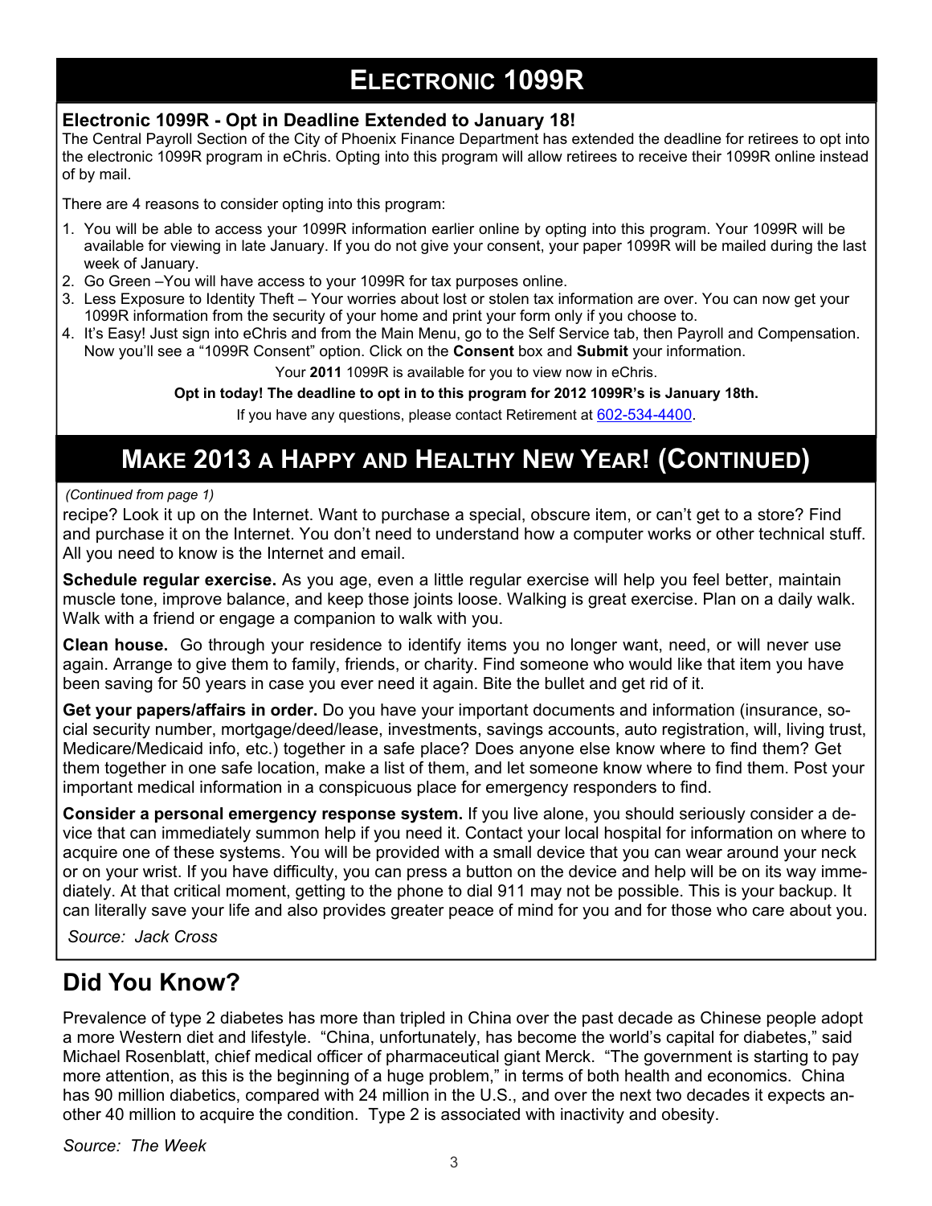# Electronic 1099R

### Electronic 1099R - Opt in Deadline Extended to January 18!

The Central Payroll Section of the City of Phoenix Finance Department has extended the deadline for retirees to opt into the electronic 1099R program in eChris. Opting into this program will allow retirees to receive their 1099R online instead of by mail.

There are 4 reasons to consider opting into this program:

1. You will be able to access your 1099R information earlier online by opting into this program. Your 1099R will be available for viewing in late January. If you do not give your consent, your paper 1099R will be mailed during the last week of January.
2. Go Green –You will have access to your 1099R for tax purposes online.
3. Less Exposure to Identity Theft – Your worries about lost or stolen tax information are over. You can now get your 1099R information from the security of your home and print your form only if you choose to.
4. It's Easy! Just sign into eChris and from the Main Menu, go to the Self Service tab, then Payroll and Compensation. Now you'll see a "1099R Consent" option. Click on the **Consent** box and **Submit** your information.

Your **2011** 1099R is available for you to view now in eChris.

**Opt in today! The deadline to opt in to this program for 2012 1099R's is January 18th.**

If you have any questions, please contact Retirement at 602-534-4400.

# Make 2013 a Happy and Healthy New Year! (Continued)

*(Continued from page 1)*

recipe? Look it up on the Internet. Want to purchase a special, obscure item, or can't get to a store? Find and purchase it on the Internet. You don't need to understand how a computer works or other technical stuff. All you need to know is the Internet and email.

**Schedule regular exercise.** As you age, even a little regular exercise will help you feel better, maintain muscle tone, improve balance, and keep those joints loose. Walking is great exercise. Plan on a daily walk. Walk with a friend or engage a companion to walk with you.

**Clean house.** Go through your residence to identify items you no longer want, need, or will never use again. Arrange to give them to family, friends, or charity. Find someone who would like that item you have been saving for 50 years in case you ever need it again. Bite the bullet and get rid of it.

**Get your papers/affairs in order.** Do you have your important documents and information (insurance, social security number, mortgage/deed/lease, investments, savings accounts, auto registration, will, living trust, Medicare/Medicaid info, etc.) together in a safe place? Does anyone else know where to find them? Get them together in one safe location, make a list of them, and let someone know where to find them. Post your important medical information in a conspicuous place for emergency responders to find.

**Consider a personal emergency response system.** If you live alone, you should seriously consider a device that can immediately summon help if you need it. Contact your local hospital for information on where to acquire one of these systems. You will be provided with a small device that you can wear around your neck or on your wrist. If you have difficulty, you can press a button on the device and help will be on its way immediately. At that critical moment, getting to the phone to dial 911 may not be possible. This is your backup. It can literally save your life and also provides greater peace of mind for you and for those who care about you.

*Source: Jack Cross*

## Did You Know?

Prevalence of type 2 diabetes has more than tripled in China over the past decade as Chinese people adopt a more Western diet and lifestyle. "China, unfortunately, has become the world's capital for diabetes," said Michael Rosenblatt, chief medical officer of pharmaceutical giant Merck. "The government is starting to pay more attention, as this is the beginning of a huge problem," in terms of both health and economics. China has 90 million diabetics, compared with 24 million in the U.S., and over the next two decades it expects another 40 million to acquire the condition. Type 2 is associated with inactivity and obesity.

*Source: The Week*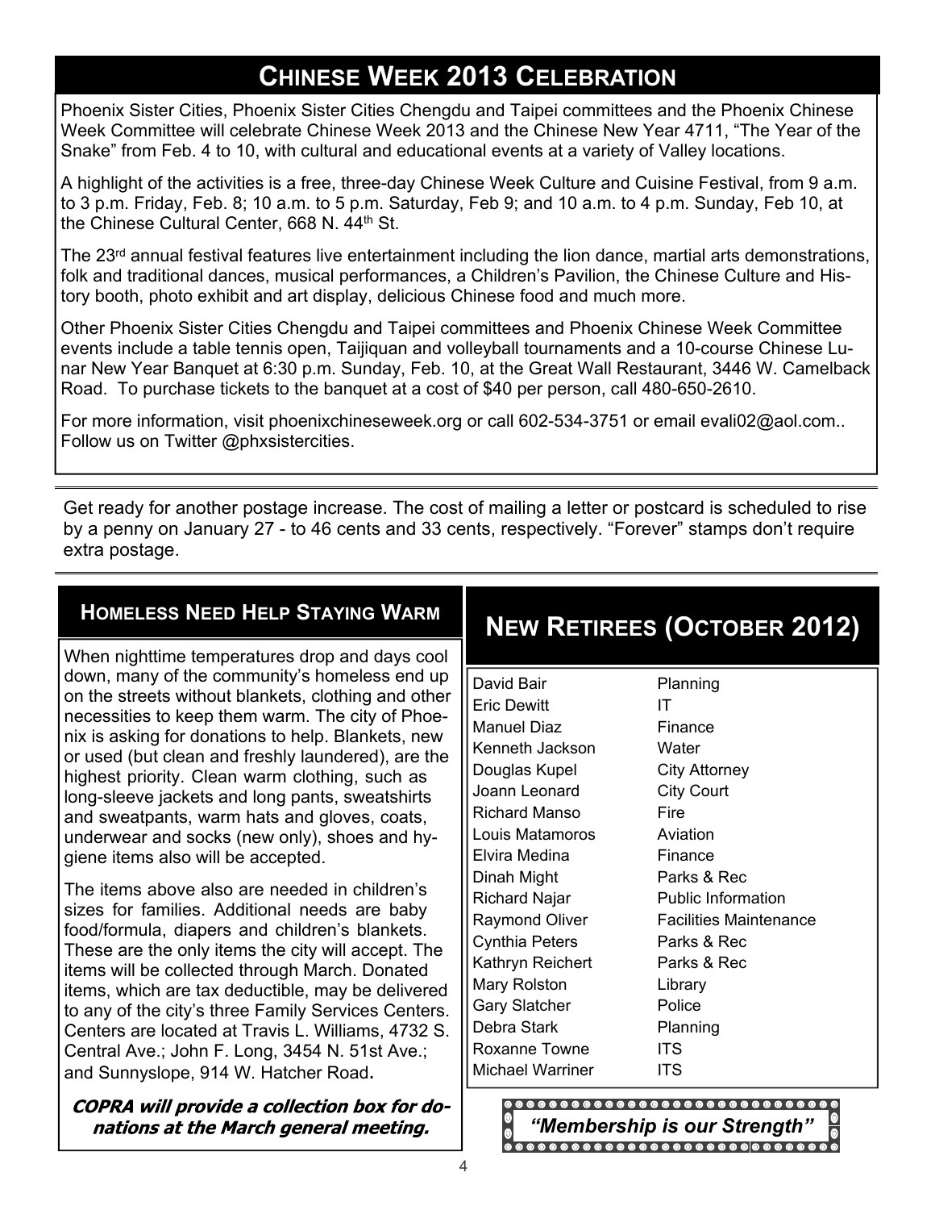## Chinese Week 2013 Celebration

Phoenix Sister Cities, Phoenix Sister Cities Chengdu and Taipei committees and the Phoenix Chinese Week Committee will celebrate Chinese Week 2013 and the Chinese New Year 4711, "The Year of the Snake" from Feb. 4 to 10, with cultural and educational events at a variety of Valley locations.

A highlight of the activities is a free, three-day Chinese Week Culture and Cuisine Festival, from 9 a.m. to 3 p.m. Friday, Feb. 8; 10 a.m. to 5 p.m. Saturday, Feb 9; and 10 a.m. to 4 p.m. Sunday, Feb 10, at the Chinese Cultural Center, 668 N. 44th St.

The 23rd annual festival features live entertainment including the lion dance, martial arts demonstrations, folk and traditional dances, musical performances, a Children's Pavilion, the Chinese Culture and History booth, photo exhibit and art display, delicious Chinese food and much more.

Other Phoenix Sister Cities Chengdu and Taipei committees and Phoenix Chinese Week Committee events include a table tennis open, Taijiquan and volleyball tournaments and a 10-course Chinese Lunar New Year Banquet at 6:30 p.m. Sunday, Feb. 10, at the Great Wall Restaurant, 3446 W. Camelback Road. To purchase tickets to the banquet at a cost of $40 per person, call 480-650-2610.

For more information, visit phoenixchineseweek.org or call 602-534-3751 or email evali02@aol.com.. Follow us on Twitter @phxsistercities.

---

Get ready for another postage increase. The cost of mailing a letter or postcard is scheduled to rise by a penny on January 27 - to 46 cents and 33 cents, respectively. "Forever" stamps don't require extra postage.

---

### Homeless Need Help Staying Warm

When nighttime temperatures drop and days cool down, many of the community's homeless end up on the streets without blankets, clothing and other necessities to keep them warm. The city of Phoenix is asking for donations to help. Blankets, new or used (but clean and freshly laundered), are the highest priority. Clean warm clothing, such as long-sleeve jackets and long pants, sweatshirts and sweatpants, warm hats and gloves, coats, underwear and socks (new only), shoes and hygiene items also will be accepted.

The items above also are needed in children's sizes for families. Additional needs are baby food/formula, diapers and children's blankets. These are the only items the city will accept. The items will be collected through March. Donated items, which are tax deductible, may be delivered to any of the city's three Family Services Centers. Centers are located at Travis L. Williams, 4732 S. Central Ave.; John F. Long, 3454 N. 51st Ave.; and Sunnyslope, 914 W. Hatcher Road.

***COPRA will provide a collection box for donations at the March general meeting.***

## New Retirees (October 2012)

| | |
|---|---|
| David Bair | Planning |
| Eric Dewitt | IT |
| Manuel Diaz | Finance |
| Kenneth Jackson | Water |
| Douglas Kupel | City Attorney |
| Joann Leonard | City Court |
| Richard Manso | Fire |
| Louis Matamoros | Aviation |
| Elvira Medina | Finance |
| Dinah Might | Parks & Rec |
| Richard Najar | Public Information |
| Raymond Oliver | Facilities Maintenance |
| Cynthia Peters | Parks & Rec |
| Kathryn Reichert | Parks & Rec |
| Mary Rolston | Library |
| Gary Slatcher | Police |
| Debra Stark | Planning |
| Roxanne Towne | ITS |
| Michael Warriner | ITS |

***"Membership is our Strength"***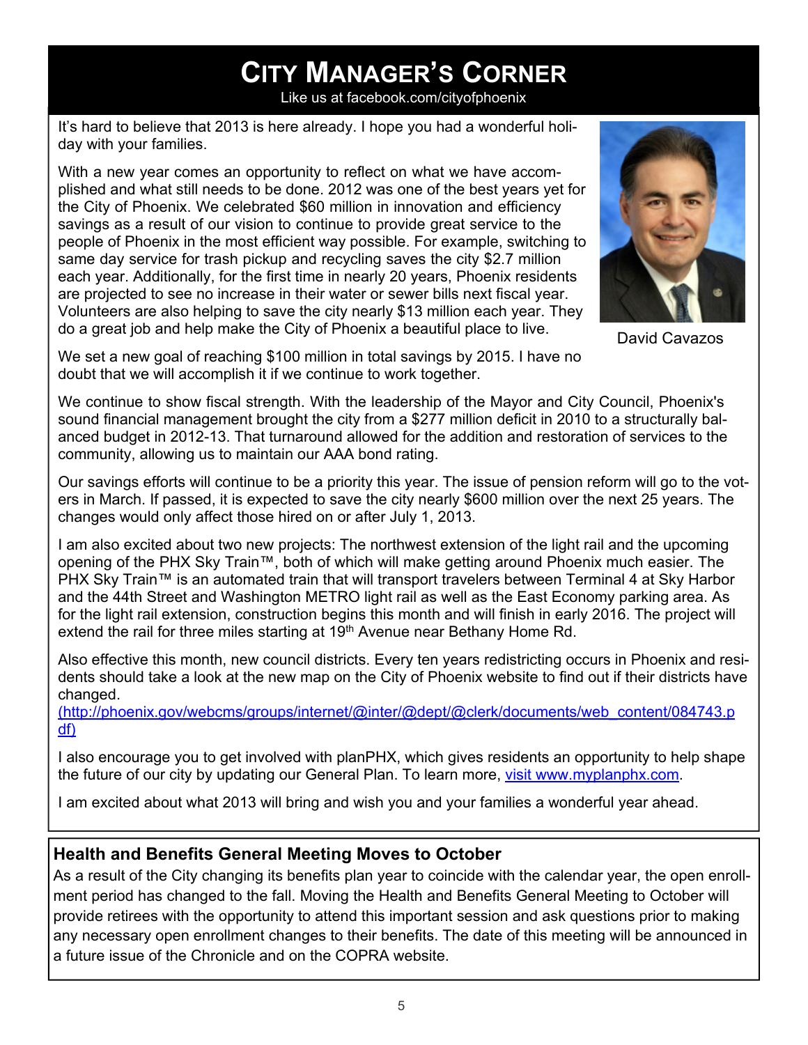# City Manager's Corner

Like us at facebook.com/cityofphoenix

It's hard to believe that 2013 is here already. I hope you had a wonderful holiday with your families.

With a new year comes an opportunity to reflect on what we have accomplished and what still needs to be done. 2012 was one of the best years yet for the City of Phoenix. We celebrated $60 million in innovation and efficiency savings as a result of our vision to continue to provide great service to the people of Phoenix in the most efficient way possible. For example, switching to same day service for trash pickup and recycling saves the city $2.7 million each year. Additionally, for the first time in nearly 20 years, Phoenix residents are projected to see no increase in their water or sewer bills next fiscal year. Volunteers are also helping to save the city nearly $13 million each year. They do a great job and help make the City of Phoenix a beautiful place to live.

David Cavazos

We set a new goal of reaching $100 million in total savings by 2015. I have no doubt that we will accomplish it if we continue to work together.

We continue to show fiscal strength. With the leadership of the Mayor and City Council, Phoenix's sound financial management brought the city from a $277 million deficit in 2010 to a structurally balanced budget in 2012-13. That turnaround allowed for the addition and restoration of services to the community, allowing us to maintain our AAA bond rating.

Our savings efforts will continue to be a priority this year. The issue of pension reform will go to the voters in March. If passed, it is expected to save the city nearly $600 million over the next 25 years. The changes would only affect those hired on or after July 1, 2013.

I am also excited about two new projects: The northwest extension of the light rail and the upcoming opening of the PHX Sky Train™, both of which will make getting around Phoenix much easier. The PHX Sky Train™ is an automated train that will transport travelers between Terminal 4 at Sky Harbor and the 44th Street and Washington METRO light rail as well as the East Economy parking area. As for the light rail extension, construction begins this month and will finish in early 2016. The project will extend the rail for three miles starting at 19th Avenue near Bethany Home Rd.

Also effective this month, new council districts. Every ten years redistricting occurs in Phoenix and residents should take a look at the new map on the City of Phoenix website to find out if their districts have changed.
(http://phoenix.gov/webcms/groups/internet/@inter/@dept/@clerk/documents/web_content/084743.pdf)

I also encourage you to get involved with planPHX, which gives residents an opportunity to help shape the future of our city by updating our General Plan. To learn more, visit www.myplanphx.com.

I am excited about what 2013 will bring and wish you and your families a wonderful year ahead.

## Health and Benefits General Meeting Moves to October

As a result of the City changing its benefits plan year to coincide with the calendar year, the open enrollment period has changed to the fall. Moving the Health and Benefits General Meeting to October will provide retirees with the opportunity to attend this important session and ask questions prior to making any necessary open enrollment changes to their benefits. The date of this meeting will be announced in a future issue of the Chronicle and on the COPRA website.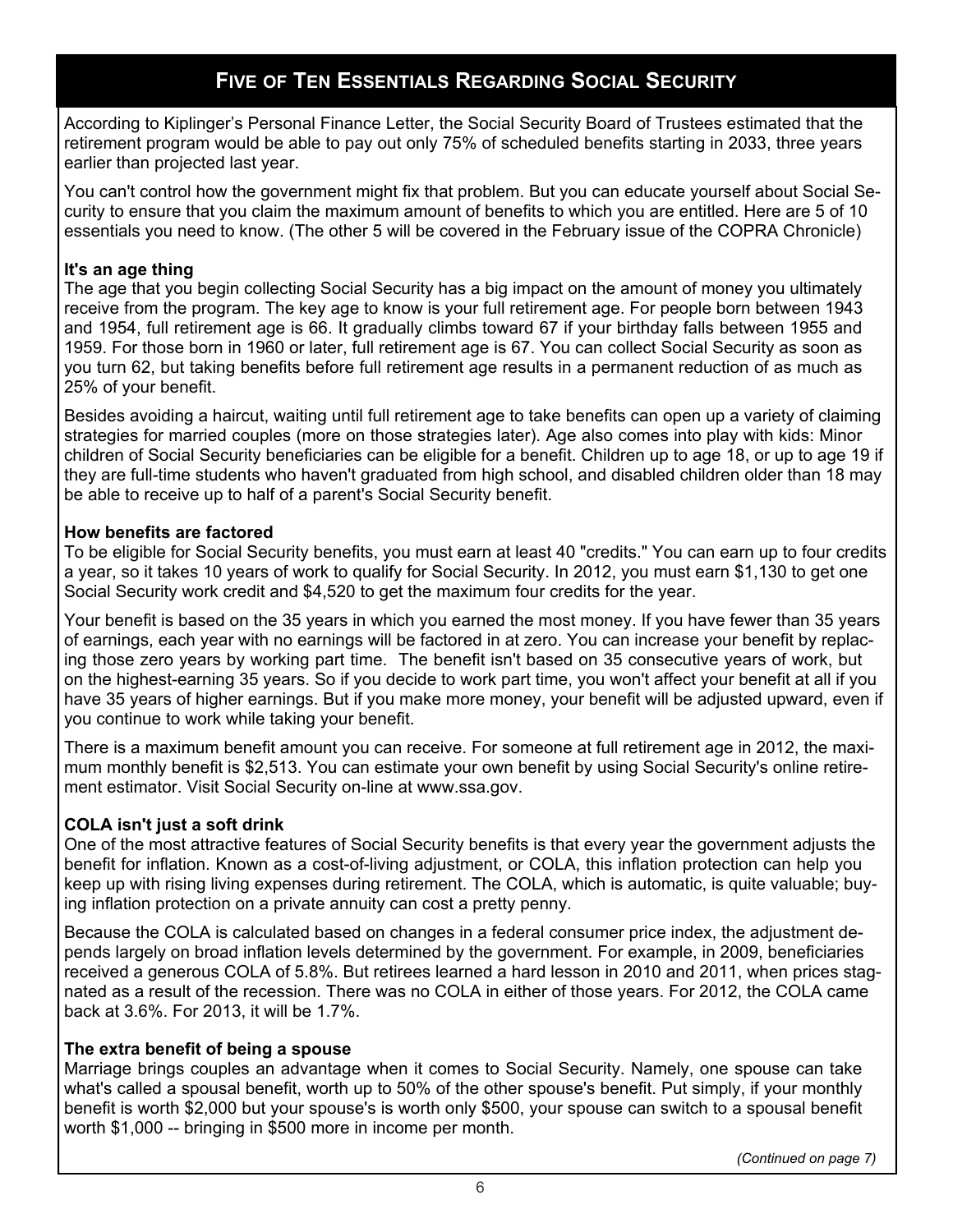## FIVE OF TEN ESSENTIALS REGARDING SOCIAL SECURITY

According to Kiplinger's Personal Finance Letter, the Social Security Board of Trustees estimated that the retirement program would be able to pay out only 75% of scheduled benefits starting in 2033, three years earlier than projected last year.

You can't control how the government might fix that problem. But you can educate yourself about Social Security to ensure that you claim the maximum amount of benefits to which you are entitled. Here are 5 of 10 essentials you need to know. (The other 5 will be covered in the February issue of the COPRA Chronicle)

**It's an age thing**

The age that you begin collecting Social Security has a big impact on the amount of money you ultimately receive from the program. The key age to know is your full retirement age. For people born between 1943 and 1954, full retirement age is 66. It gradually climbs toward 67 if your birthday falls between 1955 and 1959. For those born in 1960 or later, full retirement age is 67. You can collect Social Security as soon as you turn 62, but taking benefits before full retirement age results in a permanent reduction of as much as 25% of your benefit.

Besides avoiding a haircut, waiting until full retirement age to take benefits can open up a variety of claiming strategies for married couples (more on those strategies later). Age also comes into play with kids: Minor children of Social Security beneficiaries can be eligible for a benefit. Children up to age 18, or up to age 19 if they are full-time students who haven't graduated from high school, and disabled children older than 18 may be able to receive up to half of a parent's Social Security benefit.

**How benefits are factored**

To be eligible for Social Security benefits, you must earn at least 40 "credits." You can earn up to four credits a year, so it takes 10 years of work to qualify for Social Security. In 2012, you must earn $1,130 to get one Social Security work credit and $4,520 to get the maximum four credits for the year.

Your benefit is based on the 35 years in which you earned the most money. If you have fewer than 35 years of earnings, each year with no earnings will be factored in at zero. You can increase your benefit by replacing those zero years by working part time. The benefit isn't based on 35 consecutive years of work, but on the highest-earning 35 years. So if you decide to work part time, you won't affect your benefit at all if you have 35 years of higher earnings. But if you make more money, your benefit will be adjusted upward, even if you continue to work while taking your benefit.

There is a maximum benefit amount you can receive. For someone at full retirement age in 2012, the maximum monthly benefit is $2,513. You can estimate your own benefit by using Social Security's online retirement estimator. Visit Social Security on-line at www.ssa.gov.

**COLA isn't just a soft drink**

One of the most attractive features of Social Security benefits is that every year the government adjusts the benefit for inflation. Known as a cost-of-living adjustment, or COLA, this inflation protection can help you keep up with rising living expenses during retirement. The COLA, which is automatic, is quite valuable; buying inflation protection on a private annuity can cost a pretty penny.

Because the COLA is calculated based on changes in a federal consumer price index, the adjustment depends largely on broad inflation levels determined by the government. For example, in 2009, beneficiaries received a generous COLA of 5.8%. But retirees learned a hard lesson in 2010 and 2011, when prices stagnated as a result of the recession. There was no COLA in either of those years. For 2012, the COLA came back at 3.6%. For 2013, it will be 1.7%.

**The extra benefit of being a spouse**

Marriage brings couples an advantage when it comes to Social Security. Namely, one spouse can take what's called a spousal benefit, worth up to 50% of the other spouse's benefit. Put simply, if your monthly benefit is worth $2,000 but your spouse's is worth only $500, your spouse can switch to a spousal benefit worth $1,000 -- bringing in $500 more in income per month.

*(Continued on page 7)*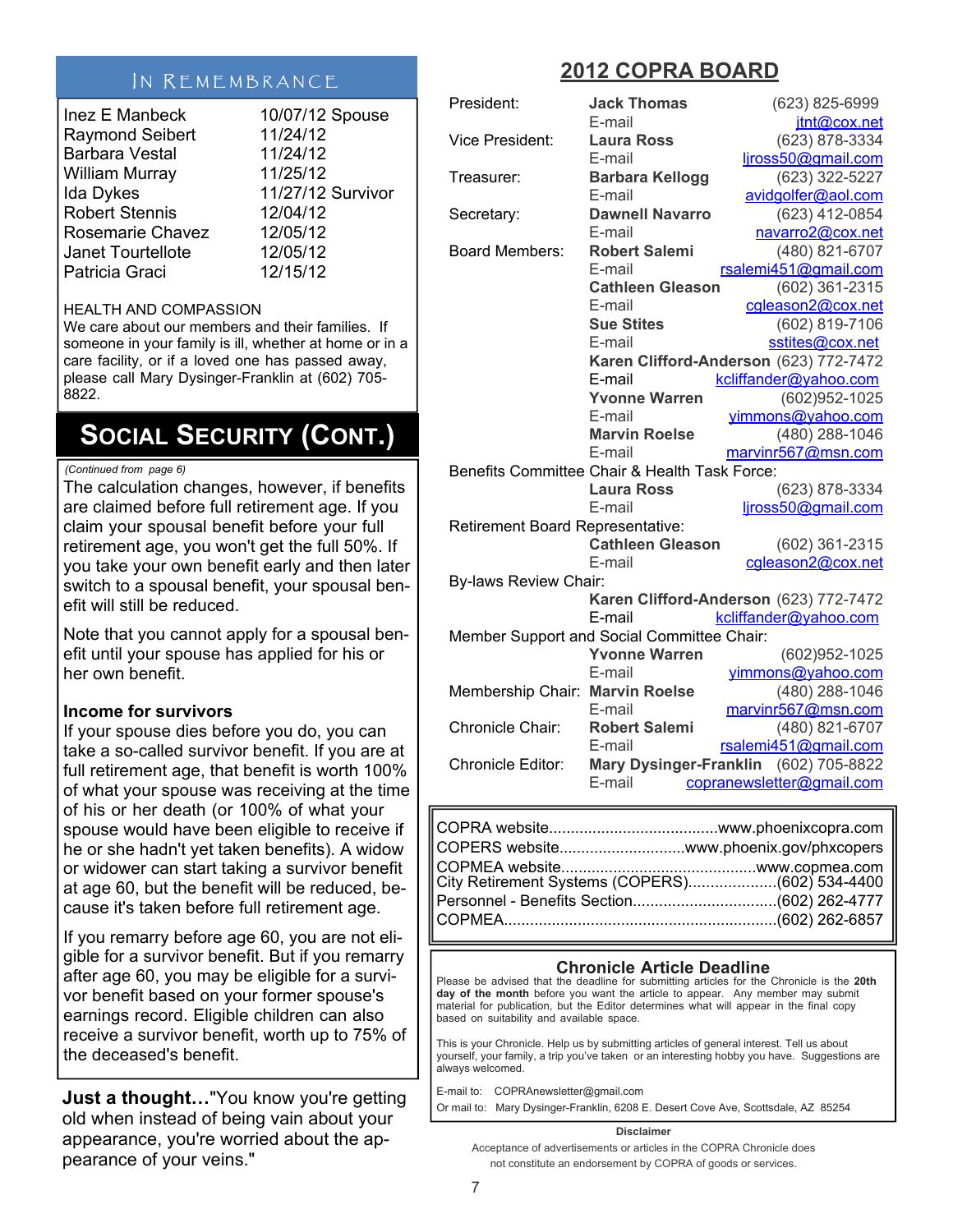## In Remembrance

| | |
|---|---|
| Inez E Manbeck | 10/07/12 Spouse |
| Raymond Seibert | 11/24/12 |
| Barbara Vestal | 11/24/12 |
| William Murray | 11/25/12 |
| Ida Dykes | 11/27/12 Survivor |
| Robert Stennis | 12/04/12 |
| Rosemarie Chavez | 12/05/12 |
| Janet Tourtellote | 12/05/12 |
| Patricia Graci | 12/15/12 |

HEALTH AND COMPASSION

We care about our members and their families. If someone in your family is ill, whether at home or in a care facility, or if a loved one has passed away, please call Mary Dysinger-Franklin at (602) 705-8822.

## Social Security (Cont.)

*(Continued from page 6)*

The calculation changes, however, if benefits are claimed before full retirement age. If you claim your spousal benefit before your full retirement age, you won't get the full 50%. If you take your own benefit early and then later switch to a spousal benefit, your spousal benefit will still be reduced.

Note that you cannot apply for a spousal benefit until your spouse has applied for his or her own benefit.

**Income for survivors**

If your spouse dies before you do, you can take a so-called survivor benefit. If you are at full retirement age, that benefit is worth 100% of what your spouse was receiving at the time of his or her death (or 100% of what your spouse would have been eligible to receive if he or she hadn't yet taken benefits). A widow or widower can start taking a survivor benefit at age 60, but the benefit will be reduced, because it's taken before full retirement age.

If you remarry before age 60, you are not eligible for a survivor benefit. But if you remarry after age 60, you may be eligible for a survivor benefit based on your former spouse's earnings record. Eligible children can also receive a survivor benefit, worth up to 75% of the deceased's benefit.

**Just a thought…**"You know you're getting old when instead of being vain about your appearance, you're worried about the appearance of your veins."

## 2012 COPRA BOARD

| | | |
|---|---|---|
| President: | **Jack Thomas** | (623) 825-6999 |
| | E-mail | jtnt@cox.net |
| Vice President: | **Laura Ross** | (623) 878-3334 |
| | E-mail | ljross50@gmail.com |
| Treasurer: | **Barbara Kellogg** | (623) 322-5227 |
| | E-mail | avidgolfer@aol.com |
| Secretary: | **Dawnell Navarro** | (623) 412-0854 |
| | E-mail | navarro2@cox.net |
| Board Members: | **Robert Salemi** | (480) 821-6707 |
| | E-mail | rsalemi451@gmail.com |
| | **Cathleen Gleason** | (602) 361-2315 |
| | E-mail | cgleason2@cox.net |
| | **Sue Stites** | (602) 819-7106 |
| | E-mail | sstites@cox.net |
| | **Karen Clifford-Anderson** | (623) 772-7472 |
| | E-mail | kcliffander@yahoo.com |
| | **Yvonne Warren** | (602)952-1025 |
| | E-mail | yimmons@yahoo.com |
| | **Marvin Roelse** | (480) 288-1046 |
| | E-mail | marvinr567@msn.com |
| Benefits Committee Chair & Health Task Force: | | |
| | **Laura Ross** | (623) 878-3334 |
| | E-mail | ljross50@gmail.com |
| Retirement Board Representative: | | |
| | **Cathleen Gleason** | (602) 361-2315 |
| | E-mail | cgleason2@cox.net |
| By-laws Review Chair: | | |
| | **Karen Clifford-Anderson** | (623) 772-7472 |
| | E-mail | kcliffander@yahoo.com |
| Member Support and Social Committee Chair: | | |
| | **Yvonne Warren** | (602)952-1025 |
| | E-mail | yimmons@yahoo.com |
| Membership Chair: | **Marvin Roelse** | (480) 288-1046 |
| | E-mail | marvinr567@msn.com |
| Chronicle Chair: | **Robert Salemi** | (480) 821-6707 |
| | E-mail | rsalemi451@gmail.com |
| Chronicle Editor: | **Mary Dysinger-Franklin** | (602) 705-8822 |
| | E-mail | copranewsletter@gmail.com |

| | |
|---|---|
| COPRA website | www.phoenixcopra.com |
| COPERS website | www.phoenix.gov/phxcopers |
| COPMEA website | www.copmea.com |
| City Retirement Systems (COPERS) | (602) 534-4400 |
| Personnel - Benefits Section | (602) 262-4777 |
| COPMEA | (602) 262-6857 |

### Chronicle Article Deadline

Please be advised that the deadline for submitting articles for the Chronicle is the **20th day of the month** before you want the article to appear. Any member may submit material for publication, but the Editor determines what will appear in the final copy based on suitability and available space.

This is your Chronicle. Help us by submitting articles of general interest. Tell us about yourself, your family, a trip you've taken or an interesting hobby you have. Suggestions are always welcomed.

E-mail to: COPRAnewsletter@gmail.com

Or mail to: Mary Dysinger-Franklin, 6208 E. Desert Cove Ave, Scottsdale, AZ 85254

**Disclaimer**

Acceptance of advertisements or articles in the COPRA Chronicle does not constitute an endorsement by COPRA of goods or services.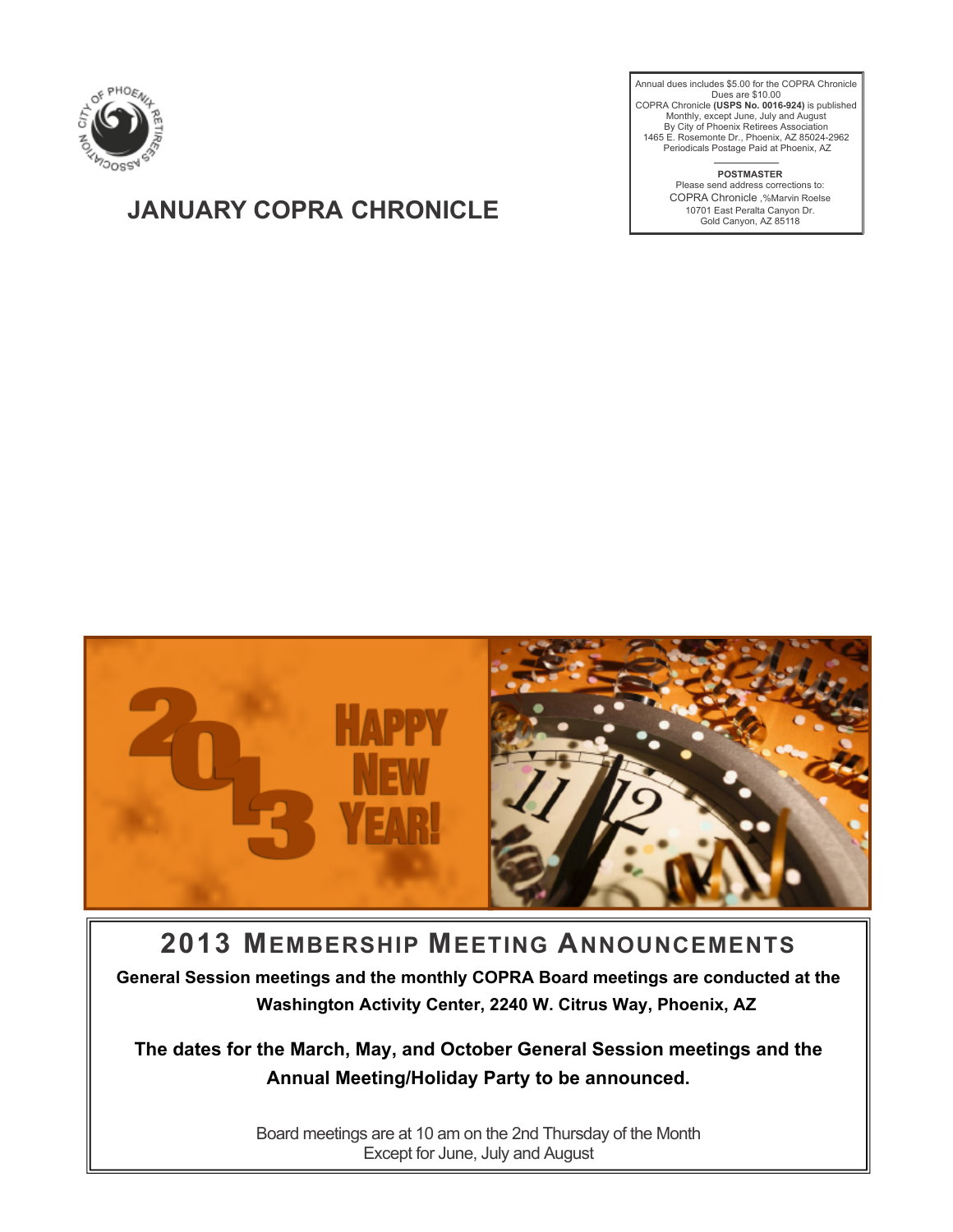Annual dues includes $5.00 for the COPRA Chronicle
Dues are $10.00
COPRA Chronicle **(USPS No. 0016-924)** is published
Monthly, except June, July and August
By City of Phoenix Retirees Association
1465 E. Rosemonte Dr., Phoenix, AZ 85024-2962
Periodicals Postage Paid at Phoenix, AZ

**POSTMASTER**
Please send address corrections to:
COPRA Chronicle ,%Marvin Roelse
10701 East Peralta Canyon Dr.
Gold Canyon, AZ 85118

# JANUARY COPRA CHRONICLE

## 2013 MEMBERSHIP MEETING ANNOUNCEMENTS

**General Session meetings and the monthly COPRA Board meetings are conducted at the Washington Activity Center, 2240 W. Citrus Way, Phoenix, AZ**

**The dates for the March, May, and October General Session meetings and the Annual Meeting/Holiday Party to be announced.**

Board meetings are at 10 am on the 2nd Thursday of the Month
Except for June, July and August